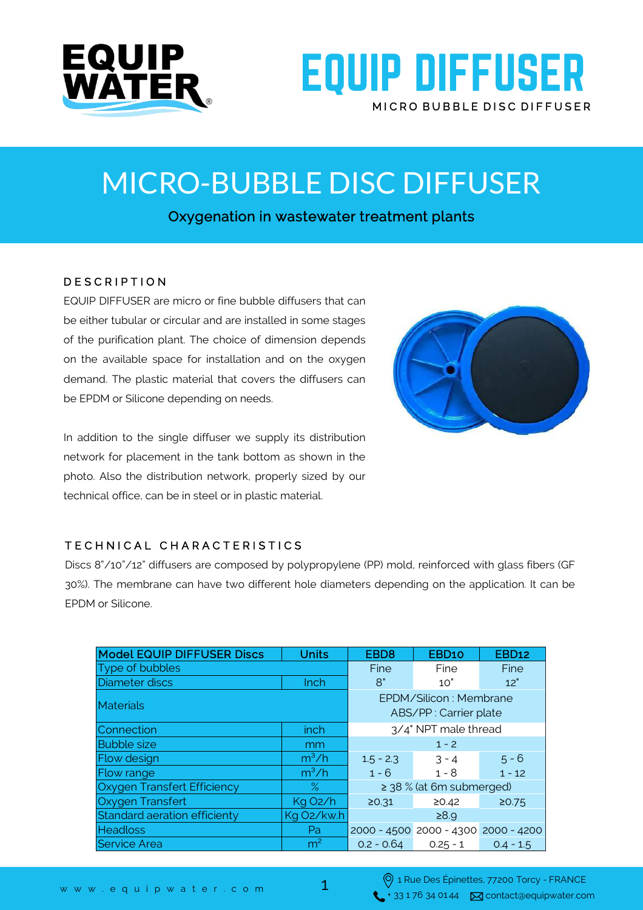# EQUIP DIFFUSER

MICRO BUBBLE DISC DIFFUSER

# MICRO-BUBBLE DISC DIFFUSER

Oxygenation in wastewater treatment plants

## DESCRIPTION

EQUIP DIFFUSER are micro or fine bubble diffusers that can be either tubular or circular and are installed in some stages of the purification plant. The choice of dimension depends on the available space for installation and on the oxygen demand. The plastic material that covers the diffusers can be EPDM or Silicone depending on needs.

In addition to the single diffuser we supply its distribution network for placement in the tank bottom as shown in the photo. Also the distribution network, properly sized by our technical office, can be in steel or in plastic material.

## TECHNICAL CHARACTERISTICS

Discs 8"/10"/12" diffusers are composed by polypropylene (PP) mold, reinforced with glass fibers (GF 30%). The membrane can have two different hole diameters depending on the application. It can be EPDM or Silicone.

| Model EQUIP DIFFUSER Discs | Units | EBD8 | EBD10 | EBD12 |
|---|---|---|---|---|
| Type of bubbles | | Fine | Fine | Fine |
| Diameter discs | Inch | 8" | 10" | 12" |
| Materials | | EPDM/Silicon : Membrane<br>ABS/PP : Carrier plate | | |
| Connection | inch | 3/4" NPT male thread | | |
| Bubble size | mm | 1 - 2 | | |
| Flow design | $m^3/h$ | 1.5 - 2.3 | 3 - 4 | 5 - 6 |
| Flow range | $m^3/h$ | 1 - 6 | 1 - 8 | 1 - 12 |
| Oxygen Transfert Efficiency | % | ≥ 38 % (at 6m submerged) | | |
| Oxygen Transfert | Kg $O_2$/h | ≥0.31 | ≥0.42 | ≥0.75 |
| Standard aeration efficiency | Kg $O_2$/kw.h | ≥8.9 | | |
| Headloss | Pa | 2000 - 4500 | 2000 - 4300 | 2000 - 4200 |
| Service Area | $m^2$ | 0.2 - 0.64 | 0.25 - 1 | 0.4 - 1.5 |

www.equipwater.com

1 Rue Des Épinettes, 77200 Torcy - FRANCE
+ 33 1 76 34 01 44 contact@equipwater.com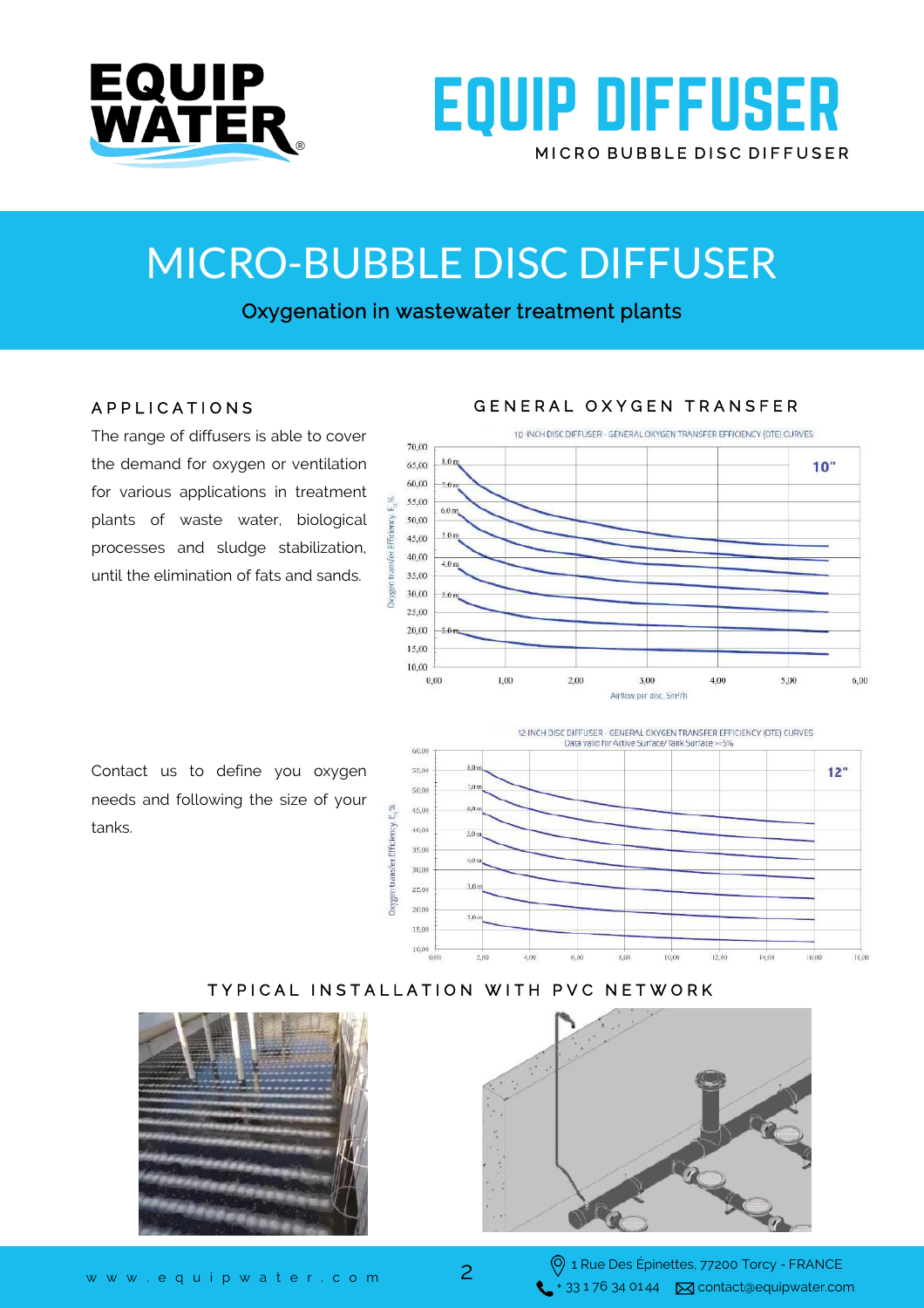# EQUIP DIFFUSER

MICRO BUBBLE DISC DIFFUSER

## MICRO-BUBBLE DISC DIFFUSER

Oxygenation in wastewater treatment plants

### APPLICATIONS

The range of diffusers is able to cover the demand for oxygen or ventilation for various applications in treatment plants of waste water, biological processes and sludge stabilization, until the elimination of fats and sands.

Contact us to define you oxygen needs and following the size of your tanks.

### GENERAL OXYGEN TRANSFER

10-INCH DISC DIFFUSER - GENERAL OXYGEN TRANSFER EFFICIENCY (OTE) CURVES

10"

Oxygen transfer Efficiency $E_a$ %

70,00
65,00
60,00
55,00
50,00
45,00
40,00
35,00
30,00
25,00
20,00
15,00
10,00

8,0 m
7,0 m
6,0 m
5,0 m
4,0 m
3,0 m
2,0 m

0,00
1,00
2,00
3,00
4,00
5,00
6,00

Airflow per disc, Sm³/h

12-INCH DISC DIFFUSER - GENERAL OXYGEN TRANSFER EFFICIENCY (OTE) CURVES
Data valid for Active Surface/ Tank Surface >=5%

12"

Oxygen transfer Efficiency $E_a$ %

60,00
55,00
50,00
45,00
40,00
35,00
30,00
25,00
20,00
15,00
10,00

8,0 m
7,0 m
6,0 m
5,0 m
4,0 m
3,0 m
2,0 m

0,00
2,00
4,00
6,00
8,00
10,00
12,00
14,00
16,00
18,00

### TYPICAL INSTALLATION WITH PVC NETWORK

www.equipwater.com

1 Rue Des Épinettes, 77200 Torcy - FRANCE

+ 33 1 76 34 01 44 contact@equipwater.com